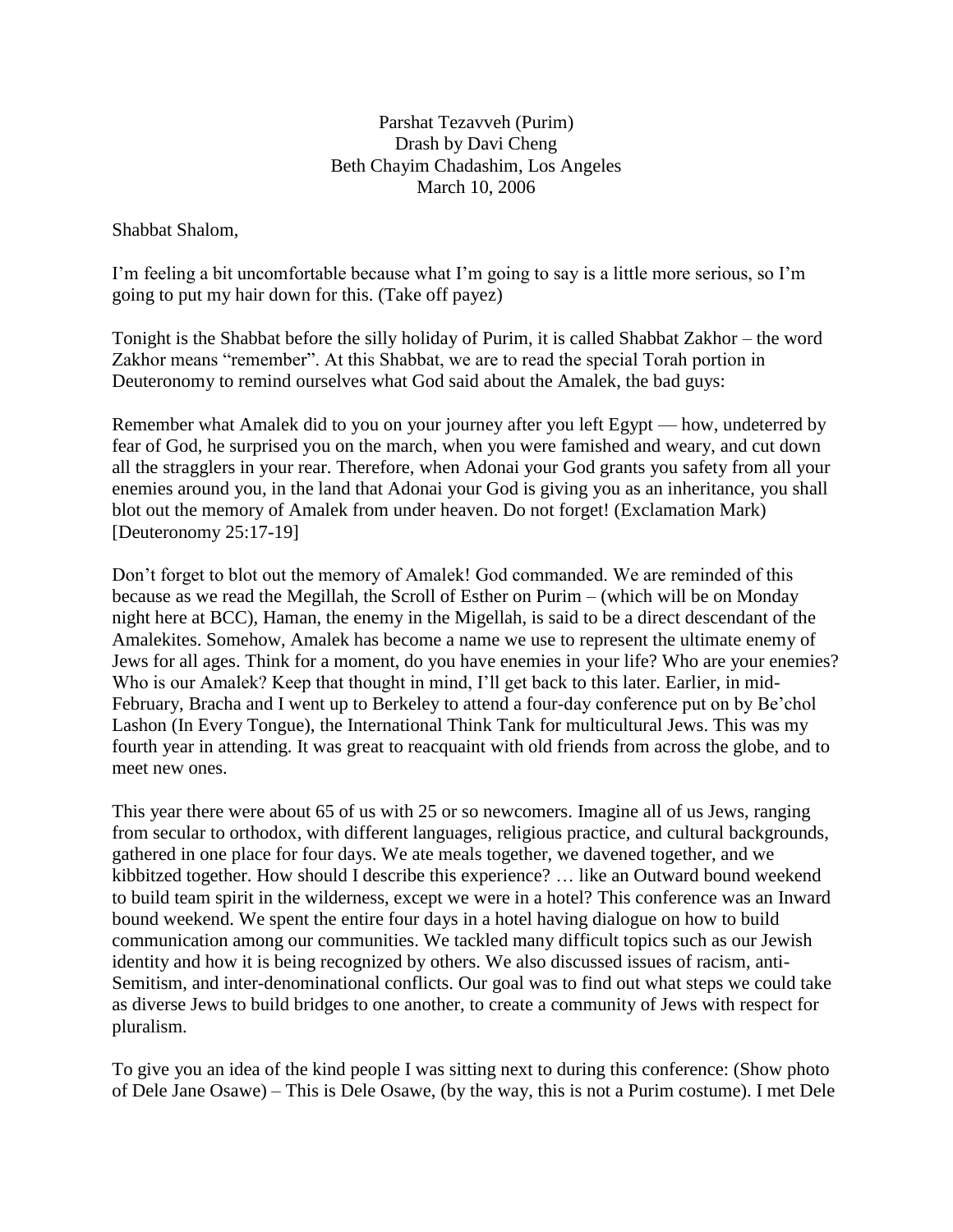Parshat Tezavveh (Purim)
Drash by Davi Cheng
Beth Chayim Chadashim, Los Angeles
March 10, 2006

Shabbat Shalom,

I'm feeling a bit uncomfortable because what I'm going to say is a little more serious, so I'm going to put my hair down for this. (Take off payez)

Tonight is the Shabbat before the silly holiday of Purim, it is called Shabbat Zakhor – the word Zakhor means "remember". At this Shabbat, we are to read the special Torah portion in Deuteronomy to remind ourselves what God said about the Amalek, the bad guys:

Remember what Amalek did to you on your journey after you left Egypt — how, undeterred by fear of God, he surprised you on the march, when you were famished and weary, and cut down all the stragglers in your rear. Therefore, when Adonai your God grants you safety from all your enemies around you, in the land that Adonai your God is giving you as an inheritance, you shall blot out the memory of Amalek from under heaven. Do not forget! (Exclamation Mark) [Deuteronomy 25:17-19]

Don't forget to blot out the memory of Amalek! God commanded. We are reminded of this because as we read the Megillah, the Scroll of Esther on Purim – (which will be on Monday night here at BCC), Haman, the enemy in the Migellah, is said to be a direct descendant of the Amalekites. Somehow, Amalek has become a name we use to represent the ultimate enemy of Jews for all ages. Think for a moment, do you have enemies in your life? Who are your enemies? Who is our Amalek? Keep that thought in mind, I'll get back to this later. Earlier, in mid-February, Bracha and I went up to Berkeley to attend a four-day conference put on by Be'chol Lashon (In Every Tongue), the International Think Tank for multicultural Jews. This was my fourth year in attending. It was great to reacquaint with old friends from across the globe, and to meet new ones.

This year there were about 65 of us with 25 or so newcomers. Imagine all of us Jews, ranging from secular to orthodox, with different languages, religious practice, and cultural backgrounds, gathered in one place for four days. We ate meals together, we davened together, and we kibbitzed together. How should I describe this experience? … like an Outward bound weekend to build team spirit in the wilderness, except we were in a hotel? This conference was an Inward bound weekend. We spent the entire four days in a hotel having dialogue on how to build communication among our communities. We tackled many difficult topics such as our Jewish identity and how it is being recognized by others. We also discussed issues of racism, anti-Semitism, and inter-denominational conflicts. Our goal was to find out what steps we could take as diverse Jews to build bridges to one another, to create a community of Jews with respect for pluralism.

To give you an idea of the kind people I was sitting next to during this conference: (Show photo of Dele Jane Osawe) – This is Dele Osawe, (by the way, this is not a Purim costume). I met Dele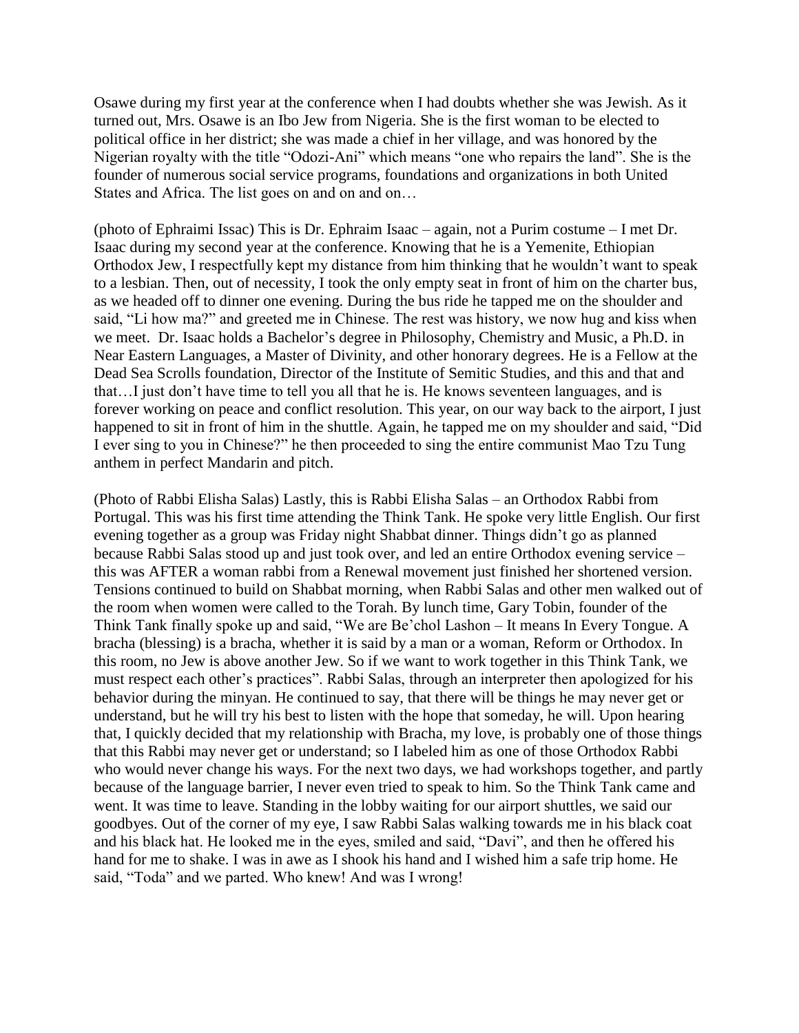Osawe during my first year at the conference when I had doubts whether she was Jewish. As it turned out, Mrs. Osawe is an Ibo Jew from Nigeria. She is the first woman to be elected to political office in her district; she was made a chief in her village, and was honored by the Nigerian royalty with the title "Odozi-Ani" which means "one who repairs the land". She is the founder of numerous social service programs, foundations and organizations in both United States and Africa. The list goes on and on and on…

(photo of Ephraimi Issac) This is Dr. Ephraim Isaac – again, not a Purim costume – I met Dr. Isaac during my second year at the conference. Knowing that he is a Yemenite, Ethiopian Orthodox Jew, I respectfully kept my distance from him thinking that he wouldn't want to speak to a lesbian. Then, out of necessity, I took the only empty seat in front of him on the charter bus, as we headed off to dinner one evening. During the bus ride he tapped me on the shoulder and said, "Li how ma?" and greeted me in Chinese. The rest was history, we now hug and kiss when we meet. Dr. Isaac holds a Bachelor's degree in Philosophy, Chemistry and Music, a Ph.D. in Near Eastern Languages, a Master of Divinity, and other honorary degrees. He is a Fellow at the Dead Sea Scrolls foundation, Director of the Institute of Semitic Studies, and this and that and that…I just don't have time to tell you all that he is. He knows seventeen languages, and is forever working on peace and conflict resolution. This year, on our way back to the airport, I just happened to sit in front of him in the shuttle. Again, he tapped me on my shoulder and said, "Did I ever sing to you in Chinese?" he then proceeded to sing the entire communist Mao Tzu Tung anthem in perfect Mandarin and pitch.

(Photo of Rabbi Elisha Salas) Lastly, this is Rabbi Elisha Salas – an Orthodox Rabbi from Portugal. This was his first time attending the Think Tank. He spoke very little English. Our first evening together as a group was Friday night Shabbat dinner. Things didn't go as planned because Rabbi Salas stood up and just took over, and led an entire Orthodox evening service – this was AFTER a woman rabbi from a Renewal movement just finished her shortened version. Tensions continued to build on Shabbat morning, when Rabbi Salas and other men walked out of the room when women were called to the Torah. By lunch time, Gary Tobin, founder of the Think Tank finally spoke up and said, "We are Be'chol Lashon – It means In Every Tongue. A bracha (blessing) is a bracha, whether it is said by a man or a woman, Reform or Orthodox. In this room, no Jew is above another Jew. So if we want to work together in this Think Tank, we must respect each other's practices". Rabbi Salas, through an interpreter then apologized for his behavior during the minyan. He continued to say, that there will be things he may never get or understand, but he will try his best to listen with the hope that someday, he will. Upon hearing that, I quickly decided that my relationship with Bracha, my love, is probably one of those things that this Rabbi may never get or understand; so I labeled him as one of those Orthodox Rabbi who would never change his ways. For the next two days, we had workshops together, and partly because of the language barrier, I never even tried to speak to him. So the Think Tank came and went. It was time to leave. Standing in the lobby waiting for our airport shuttles, we said our goodbyes. Out of the corner of my eye, I saw Rabbi Salas walking towards me in his black coat and his black hat. He looked me in the eyes, smiled and said, "Davi", and then he offered his hand for me to shake. I was in awe as I shook his hand and I wished him a safe trip home. He said, "Toda" and we parted. Who knew! And was I wrong!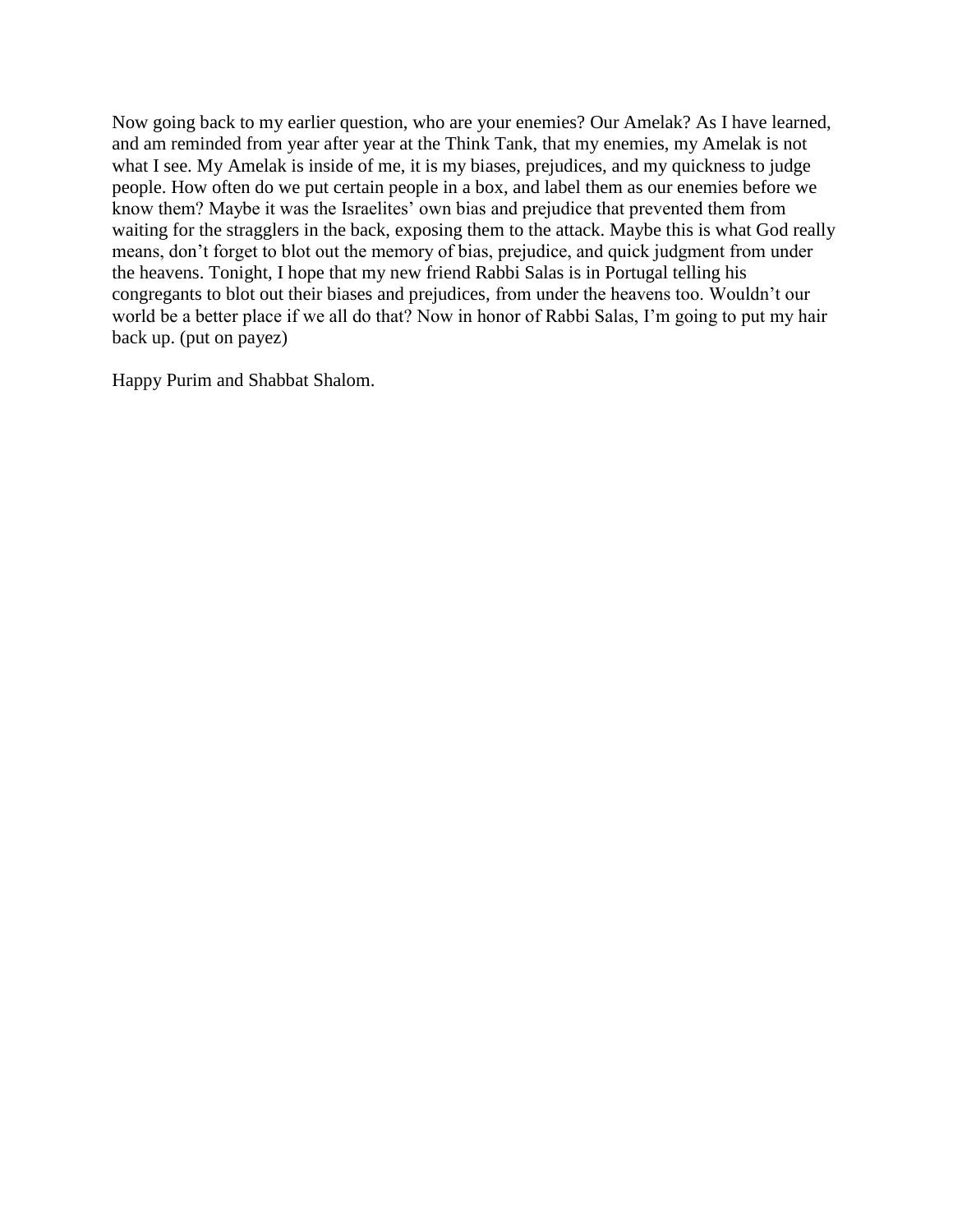Now going back to my earlier question, who are your enemies? Our Amelak? As I have learned, and am reminded from year after year at the Think Tank, that my enemies, my Amelak is not what I see. My Amelak is inside of me, it is my biases, prejudices, and my quickness to judge people. How often do we put certain people in a box, and label them as our enemies before we know them? Maybe it was the Israelites' own bias and prejudice that prevented them from waiting for the stragglers in the back, exposing them to the attack. Maybe this is what God really means, don't forget to blot out the memory of bias, prejudice, and quick judgment from under the heavens. Tonight, I hope that my new friend Rabbi Salas is in Portugal telling his congregants to blot out their biases and prejudices, from under the heavens too. Wouldn't our world be a better place if we all do that? Now in honor of Rabbi Salas, I'm going to put my hair back up. (put on payez)

Happy Purim and Shabbat Shalom.